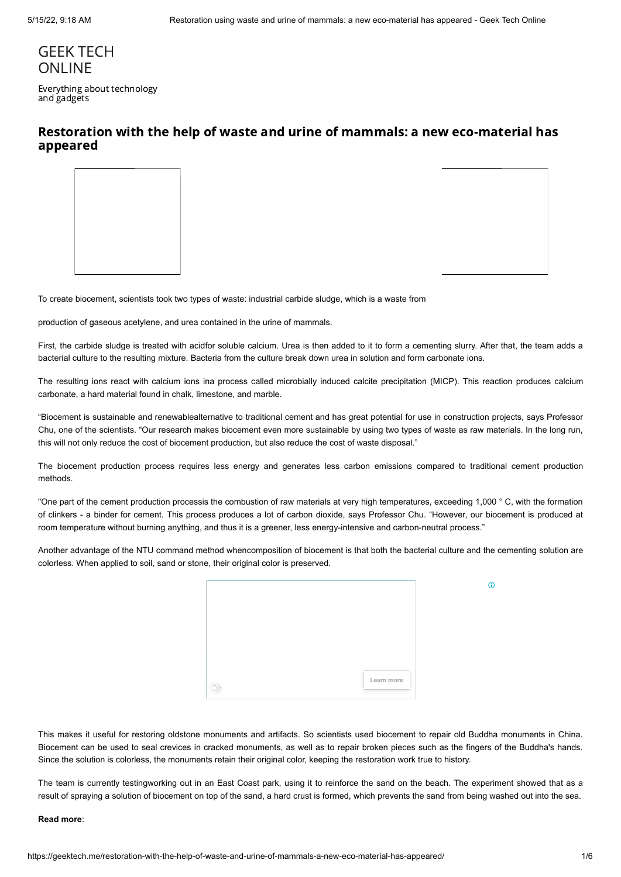# GEEK TECH ONLINE

Everything about technology and gadgets

## Restoration with the help of waste and urine of mammals: a new eco-material has appeared

To create biocement, scientists took two types of waste: industrial carbide sludge, which is a waste from

production of gaseous acetylene, and urea contained in the urine of mammals.

First, the carbide sludge is treated with acidfor soluble calcium. Urea is then added to it to form a cementing slurry. After that, the team adds a bacterial culture to the resulting mixture. Bacteria from the culture break down urea in solution and form carbonate ions.

The resulting ions react with calcium ions ina process called microbially induced calcite precipitation (MICP). This reaction produces calcium carbonate, a hard material found in chalk, limestone, and marble.

“Biocement is sustainable and renewablealternative to traditional cement and has great potential for use in construction projects, says Professor Chu, one of the scientists. “Our research makes biocement even more sustainable by using two types of waste as raw materials. In the long run, this will not only reduce the cost of biocement production, but also reduce the cost of waste disposal.”

The biocement production process requires less energy and generates less carbon emissions compared to traditional cement production methods.

"One part of the cement production processis the combustion of raw materials at very high temperatures, exceeding 1,000 ° C, with the formation of clinkers - a binder for cement. This process produces a lot of carbon dioxide, says Professor Chu. “However, our biocement is produced at room temperature without burning anything, and thus it is a greener, less energy-intensive and carbon-neutral process.”

Another advantage of the NTU command method whencomposition of biocement is that both the bacterial culture and the cementing solution are colorless. When applied to soil, sand or stone, their original color is preserved.

This makes it useful for restoring oldstone monuments and artifacts. So scientists used biocement to repair old Buddha monuments in China. Biocement can be used to seal crevices in cracked monuments, as well as to repair broken pieces such as the fingers of the Buddha's hands. Since the solution is colorless, the monuments retain their original color, keeping the restoration work true to history.

The team is currently testingworking out in an East Coast park, using it to reinforce the sand on the beach. The experiment showed that as a result of spraying a solution of biocement on top of the sand, a hard crust is formed, which prevents the sand from being washed out into the sea.

**Read more**: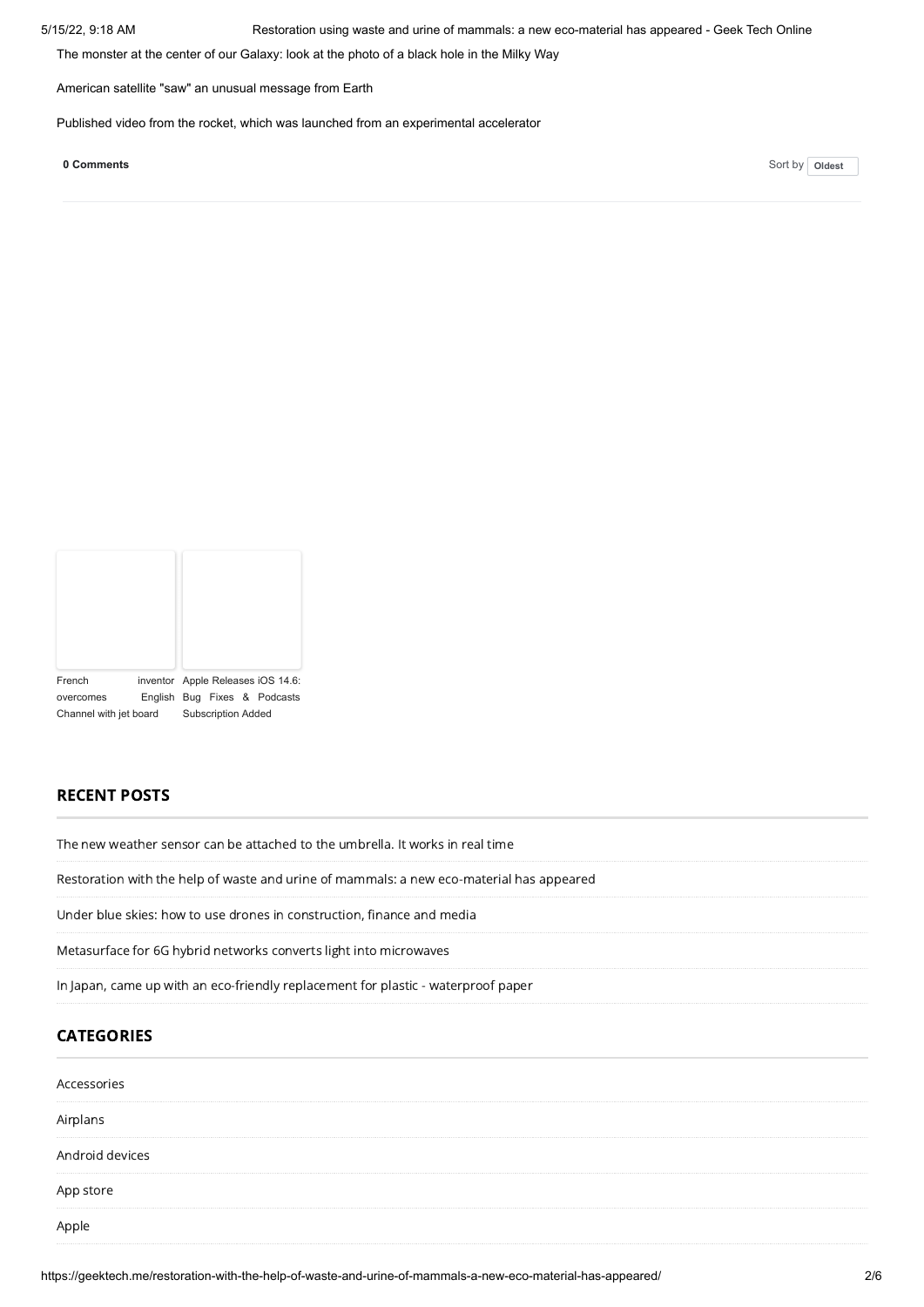The monster at the center of our Galaxy: look at the photo of a black hole in the Milky Way

American satellite "saw" an unusual message from Earth

Published video from the rocket, which was launched from an experimental accelerator

**0 Comments**

Sort by **Oldest**

French inventor overcomes English Channel with jet board

Apple Releases iOS 14.6: Bug Fixes & Podcasts Subscription Added

## RECENT POSTS

The new weather sensor can be attached to the umbrella. It works in real time

Restoration with the help of waste and urine of mammals: a new eco-material has appeared

Under blue skies: how to use drones in construction, finance and media

Metasurface for 6G hybrid networks converts light into microwaves

In Japan, came up with an eco-friendly replacement for plastic - waterproof paper

## CATEGORIES

Accessories

Airplans

Android devices

App store

Apple